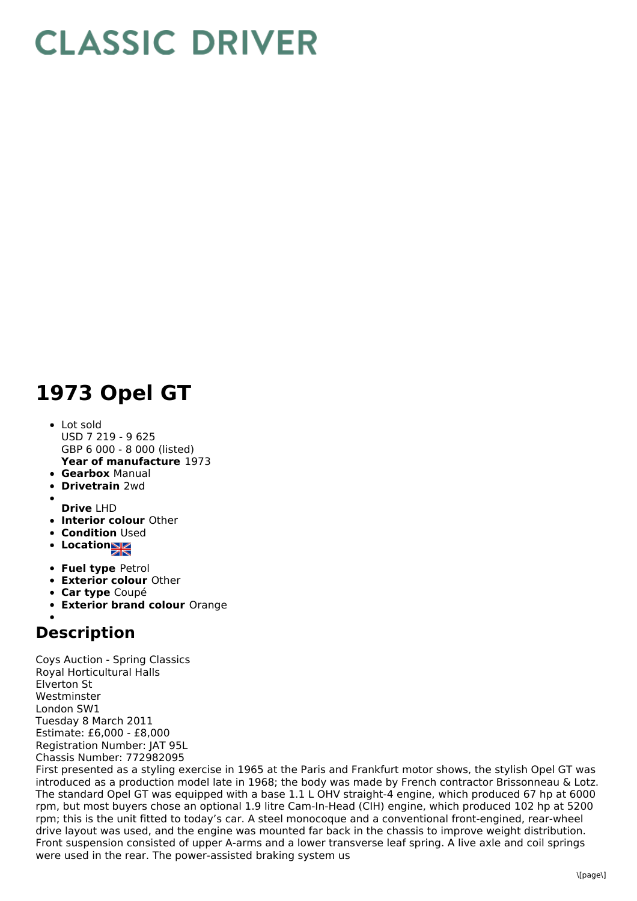# CLASSIC DRIVER

## 1973 Opel GT

- Lot sold  
  USD 7 219 - 9 625  
  GBP 6 000 - 8 000 (listed)  
  **Year of manufacture** 1973
- **Gearbox** Manual
- **Drivetrain** 2wd
- **Drive** LHD
- **Interior colour** Other
- **Condition** Used
- **Location**
- **Fuel type** Petrol
- **Exterior colour** Other
- **Car type** Coupé
- **Exterior brand colour** Orange

## Description

Coys Auction - Spring Classics  
Royal Horticultural Halls  
Elverton St  
Westminster  
London SW1  
Tuesday 8 March 2011  
Estimate: £6,000 - £8,000  
Registration Number: JAT 95L  
Chassis Number: 772982095  
First presented as a styling exercise in 1965 at the Paris and Frankfurt motor shows, the stylish Opel GT was introduced as a production model late in 1968; the body was made by French contractor Brissonneau & Lotz. The standard Opel GT was equipped with a base 1.1 L OHV straight-4 engine, which produced 67 hp at 6000 rpm, but most buyers chose an optional 1.9 litre Cam-In-Head (CIH) engine, which produced 102 hp at 5200 rpm; this is the unit fitted to today's car. A steel monocoque and a conventional front-engined, rear-wheel drive layout was used, and the engine was mounted far back in the chassis to improve weight distribution. Front suspension consisted of upper A-arms and a lower transverse leaf spring. A live axle and coil springs were used in the rear. The power-assisted braking system us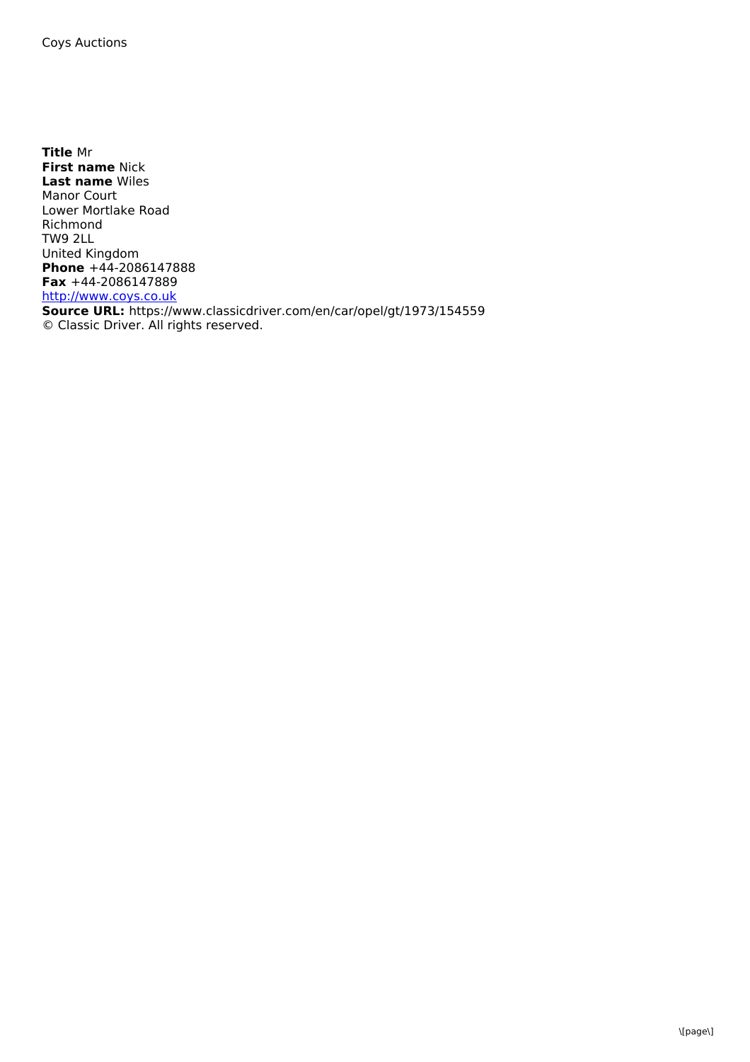Coys Auctions

**Title** Mr  
**First name** Nick  
**Last name** Wiles  
Manor Court  
Lower Mortlake Road  
Richmond  
TW9 2LL  
United Kingdom  
**Phone** +44-2086147888  
**Fax** +44-2086147889  
[http://www.coys.co.uk](http://www.coys.co.uk)  
**Source URL:** https://www.classicdriver.com/en/car/opel/gt/1973/154559  
© Classic Driver. All rights reserved.